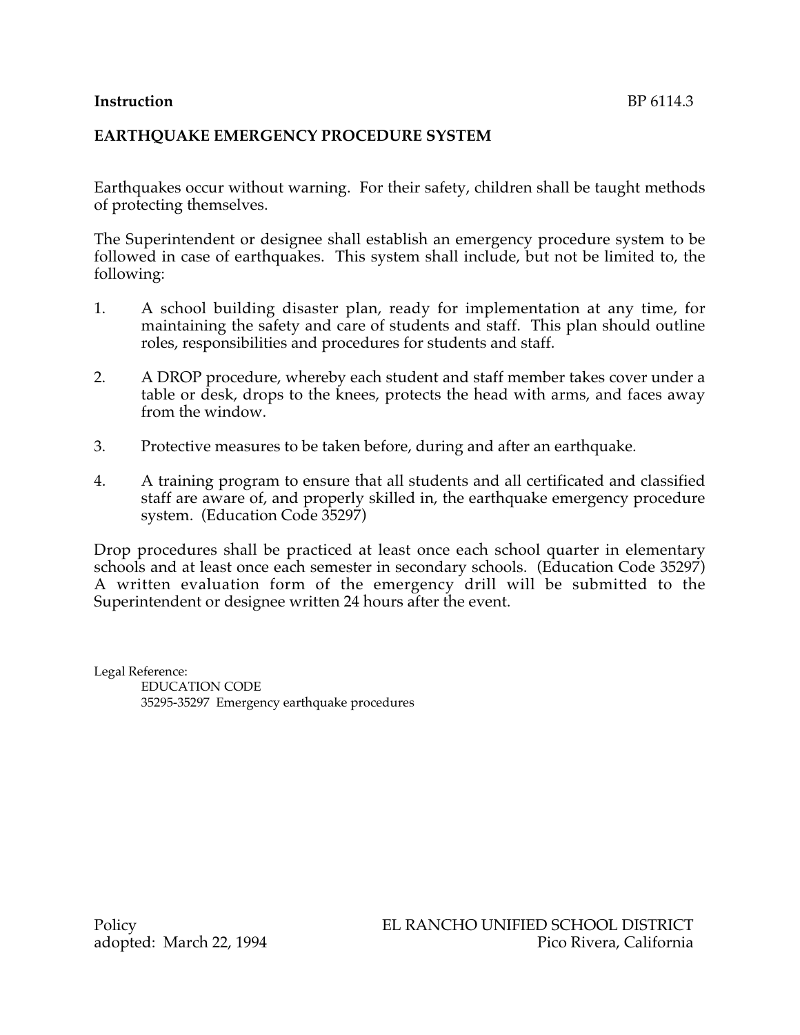**Instruction** BP 6114.3

**EARTHQUAKE EMERGENCY PROCEDURE SYSTEM**

Earthquakes occur without warning. For their safety, children shall be taught methods of protecting themselves.

The Superintendent or designee shall establish an emergency procedure system to be followed in case of earthquakes. This system shall include, but not be limited to, the following:

1. A school building disaster plan, ready for implementation at any time, for maintaining the safety and care of students and staff. This plan should outline roles, responsibilities and procedures for students and staff.

2. A DROP procedure, whereby each student and staff member takes cover under a table or desk, drops to the knees, protects the head with arms, and faces away from the window.

3. Protective measures to be taken before, during and after an earthquake.

4. A training program to ensure that all students and all certificated and classified staff are aware of, and properly skilled in, the earthquake emergency procedure system. (Education Code 35297)

Drop procedures shall be practiced at least once each school quarter in elementary schools and at least once each semester in secondary schools. (Education Code 35297) A written evaluation form of the emergency drill will be submitted to the Superintendent or designee written 24 hours after the event.

Legal Reference:
EDUCATION CODE
35295-35297 Emergency earthquake procedures

Policy
adopted: March 22, 1994

EL RANCHO UNIFIED SCHOOL DISTRICT
Pico Rivera, California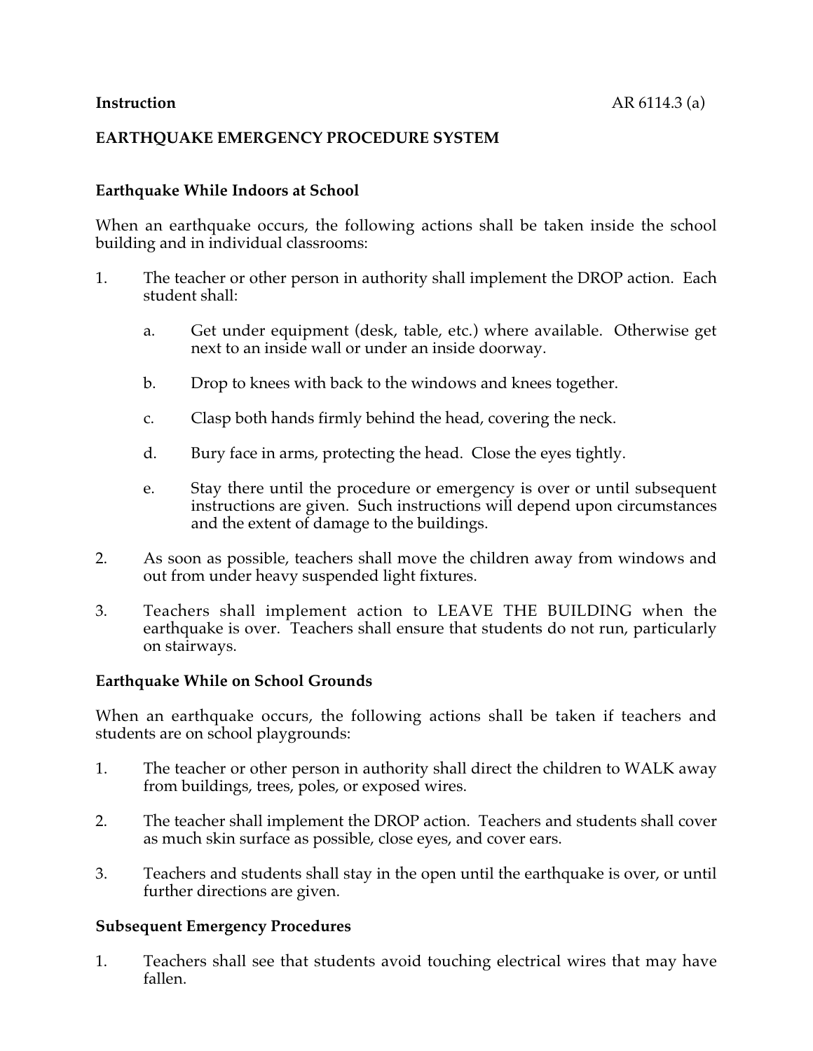**Instruction** AR 6114.3 (a)

**EARTHQUAKE EMERGENCY PROCEDURE SYSTEM**

**Earthquake While Indoors at School**

When an earthquake occurs, the following actions shall be taken inside the school building and in individual classrooms:

1. The teacher or other person in authority shall implement the DROP action. Each student shall:

   a. Get under equipment (desk, table, etc.) where available. Otherwise get next to an inside wall or under an inside doorway.

   b. Drop to knees with back to the windows and knees together.

   c. Clasp both hands firmly behind the head, covering the neck.

   d. Bury face in arms, protecting the head. Close the eyes tightly.

   e. Stay there until the procedure or emergency is over or until subsequent instructions are given. Such instructions will depend upon circumstances and the extent of damage to the buildings.

2. As soon as possible, teachers shall move the children away from windows and out from under heavy suspended light fixtures.

3. Teachers shall implement action to LEAVE THE BUILDING when the earthquake is over. Teachers shall ensure that students do not run, particularly on stairways.

**Earthquake While on School Grounds**

When an earthquake occurs, the following actions shall be taken if teachers and students are on school playgrounds:

1. The teacher or other person in authority shall direct the children to WALK away from buildings, trees, poles, or exposed wires.

2. The teacher shall implement the DROP action. Teachers and students shall cover as much skin surface as possible, close eyes, and cover ears.

3. Teachers and students shall stay in the open until the earthquake is over, or until further directions are given.

**Subsequent Emergency Procedures**

1. Teachers shall see that students avoid touching electrical wires that may have fallen.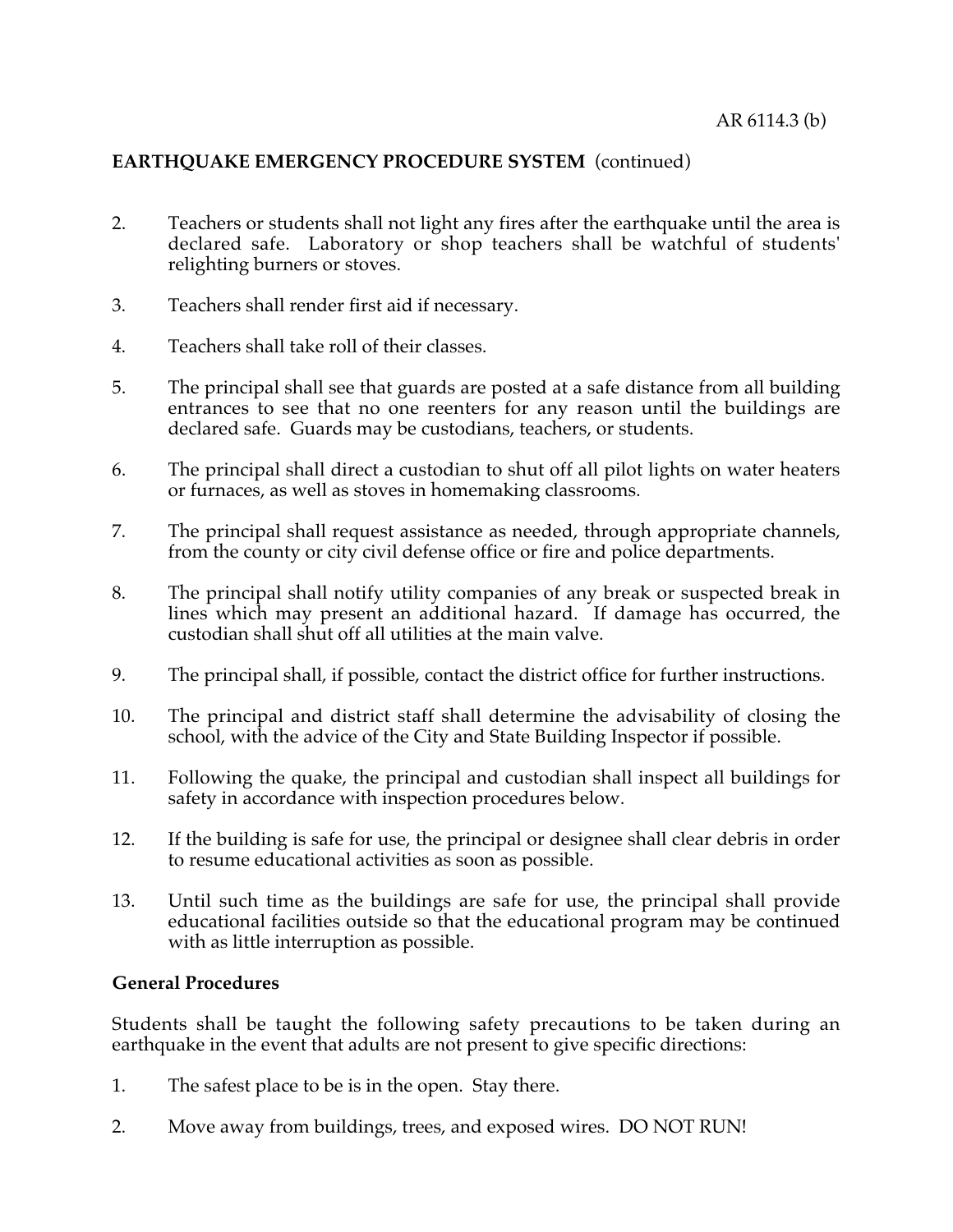**EARTHQUAKE EMERGENCY PROCEDURE SYSTEM** (continued)

2. Teachers or students shall not light any fires after the earthquake until the area is declared safe. Laboratory or shop teachers shall be watchful of students' relighting burners or stoves.

3. Teachers shall render first aid if necessary.

4. Teachers shall take roll of their classes.

5. The principal shall see that guards are posted at a safe distance from all building entrances to see that no one reenters for any reason until the buildings are declared safe. Guards may be custodians, teachers, or students.

6. The principal shall direct a custodian to shut off all pilot lights on water heaters or furnaces, as well as stoves in homemaking classrooms.

7. The principal shall request assistance as needed, through appropriate channels, from the county or city civil defense office or fire and police departments.

8. The principal shall notify utility companies of any break or suspected break in lines which may present an additional hazard. If damage has occurred, the custodian shall shut off all utilities at the main valve.

9. The principal shall, if possible, contact the district office for further instructions.

10. The principal and district staff shall determine the advisability of closing the school, with the advice of the City and State Building Inspector if possible.

11. Following the quake, the principal and custodian shall inspect all buildings for safety in accordance with inspection procedures below.

12. If the building is safe for use, the principal or designee shall clear debris in order to resume educational activities as soon as possible.

13. Until such time as the buildings are safe for use, the principal shall provide educational facilities outside so that the educational program may be continued with as little interruption as possible.

**General Procedures**

Students shall be taught the following safety precautions to be taken during an earthquake in the event that adults are not present to give specific directions:

1. The safest place to be is in the open. Stay there.

2. Move away from buildings, trees, and exposed wires. DO NOT RUN!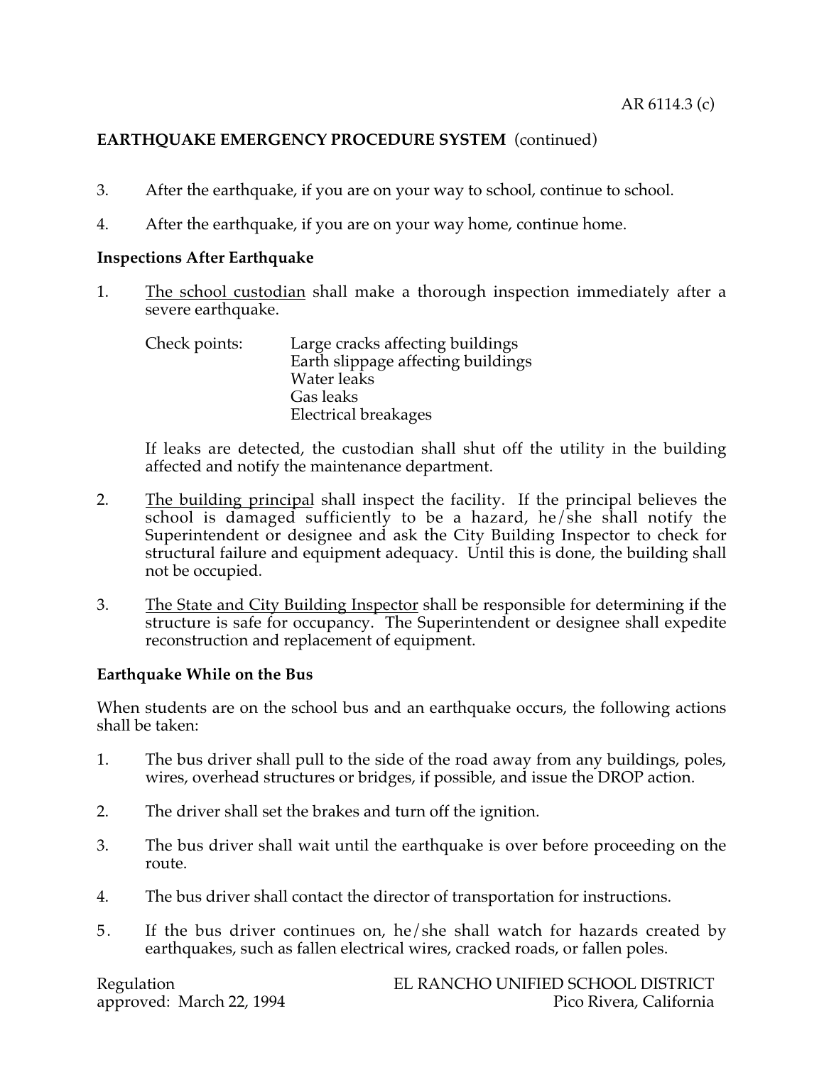AR 6114.3 (c)

**EARTHQUAKE EMERGENCY PROCEDURE SYSTEM** (continued)

3. After the earthquake, if you are on your way to school, continue to school.

4. After the earthquake, if you are on your way home, continue home.

**Inspections After Earthquake**

1. The school custodian shall make a thorough inspection immediately after a severe earthquake.

   Check points:
   - Large cracks affecting buildings
   - Earth slippage affecting buildings
   - Water leaks
   - Gas leaks
   - Electrical breakages

   If leaks are detected, the custodian shall shut off the utility in the building affected and notify the maintenance department.

2. The building principal shall inspect the facility. If the principal believes the school is damaged sufficiently to be a hazard, he/she shall notify the Superintendent or designee and ask the City Building Inspector to check for structural failure and equipment adequacy. Until this is done, the building shall not be occupied.

3. The State and City Building Inspector shall be responsible for determining if the structure is safe for occupancy. The Superintendent or designee shall expedite reconstruction and replacement of equipment.

**Earthquake While on the Bus**

When students are on the school bus and an earthquake occurs, the following actions shall be taken:

1. The bus driver shall pull to the side of the road away from any buildings, poles, wires, overhead structures or bridges, if possible, and issue the DROP action.

2. The driver shall set the brakes and turn off the ignition.

3. The bus driver shall wait until the earthquake is over before proceeding on the route.

4. The bus driver shall contact the director of transportation for instructions.

5. If the bus driver continues on, he/she shall watch for hazards created by earthquakes, such as fallen electrical wires, cracked roads, or fallen poles.

Regulation
approved: March 22, 1994

EL RANCHO UNIFIED SCHOOL DISTRICT
Pico Rivera, California